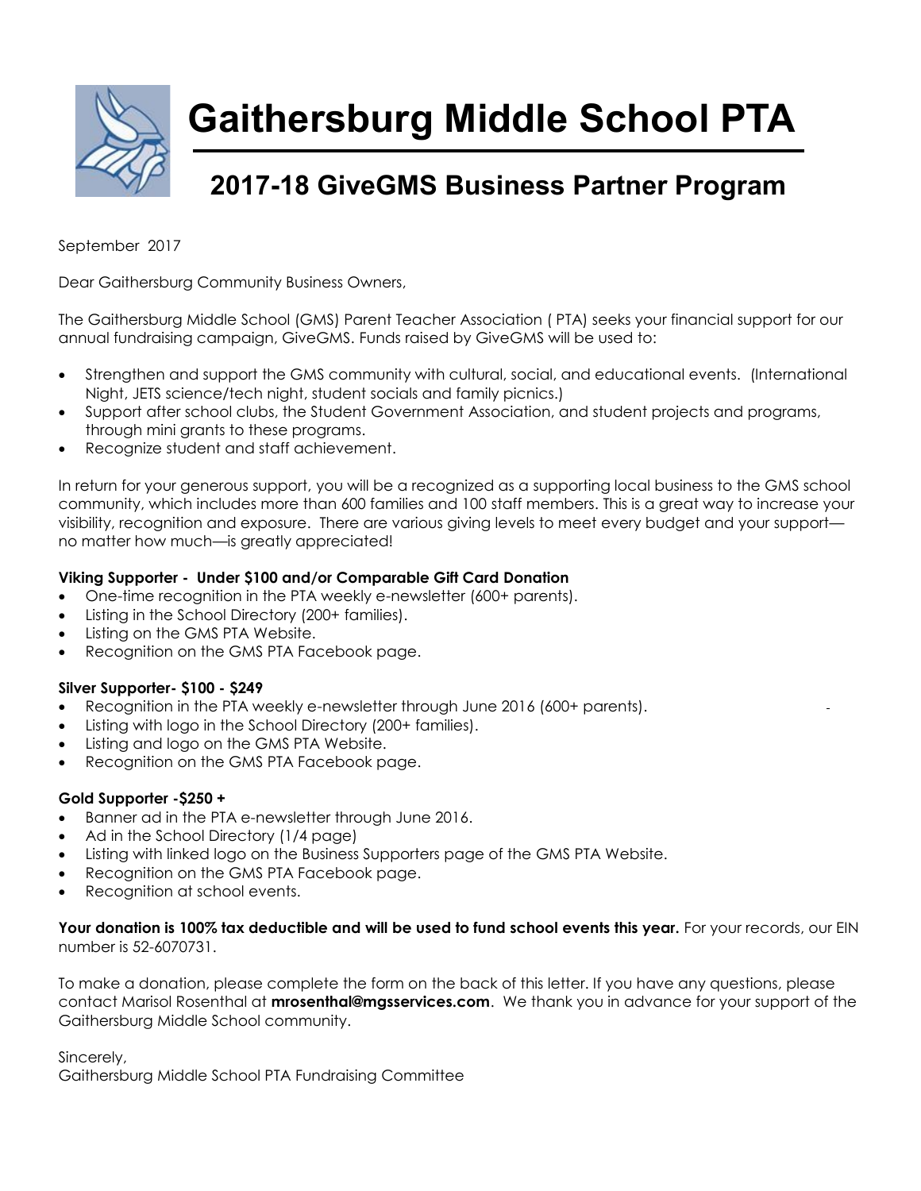# Gaithersburg Middle School PTA

## 2017-18 GiveGMS Business Partner Program

September 2017

Dear Gaithersburg Community Business Owners,

The Gaithersburg Middle School (GMS) Parent Teacher Association ( PTA) seeks your financial support for our annual fundraising campaign, GiveGMS. Funds raised by GiveGMS will be used to:

- Strengthen and support the GMS community with cultural, social, and educational events. (International Night, JETS science/tech night, student socials and family picnics.)
- Support after school clubs, the Student Government Association, and student projects and programs, through mini grants to these programs.
- Recognize student and staff achievement.

In return for your generous support, you will be a recognized as a supporting local business to the GMS school community, which includes more than 600 families and 100 staff members. This is a great way to increase your visibility, recognition and exposure. There are various giving levels to meet every budget and your support—no matter how much—is greatly appreciated!

**Viking Supporter - Under $100 and/or Comparable Gift Card Donation**

- One-time recognition in the PTA weekly e-newsletter (600+ parents).
- Listing in the School Directory (200+ families).
- Listing on the GMS PTA Website.
- Recognition on the GMS PTA Facebook page.

**Silver Supporter- $100 - $249**

- Recognition in the PTA weekly e-newsletter through June 2016 (600+ parents).
- Listing with logo in the School Directory (200+ families).
- Listing and logo on the GMS PTA Website.
- Recognition on the GMS PTA Facebook page.

**Gold Supporter -$250 +**

- Banner ad in the PTA e-newsletter through June 2016.
- Ad in the School Directory (1/4 page)
- Listing with linked logo on the Business Supporters page of the GMS PTA Website.
- Recognition on the GMS PTA Facebook page.
- Recognition at school events.

**Your donation is 100% tax deductible and will be used to fund school events this year.** For your records, our EIN number is 52-6070731.

To make a donation, please complete the form on the back of this letter. If you have any questions, please contact Marisol Rosenthal at **mrosenthal@mgsservices.com**. We thank you in advance for your support of the Gaithersburg Middle School community.

Sincerely,
Gaithersburg Middle School PTA Fundraising Committee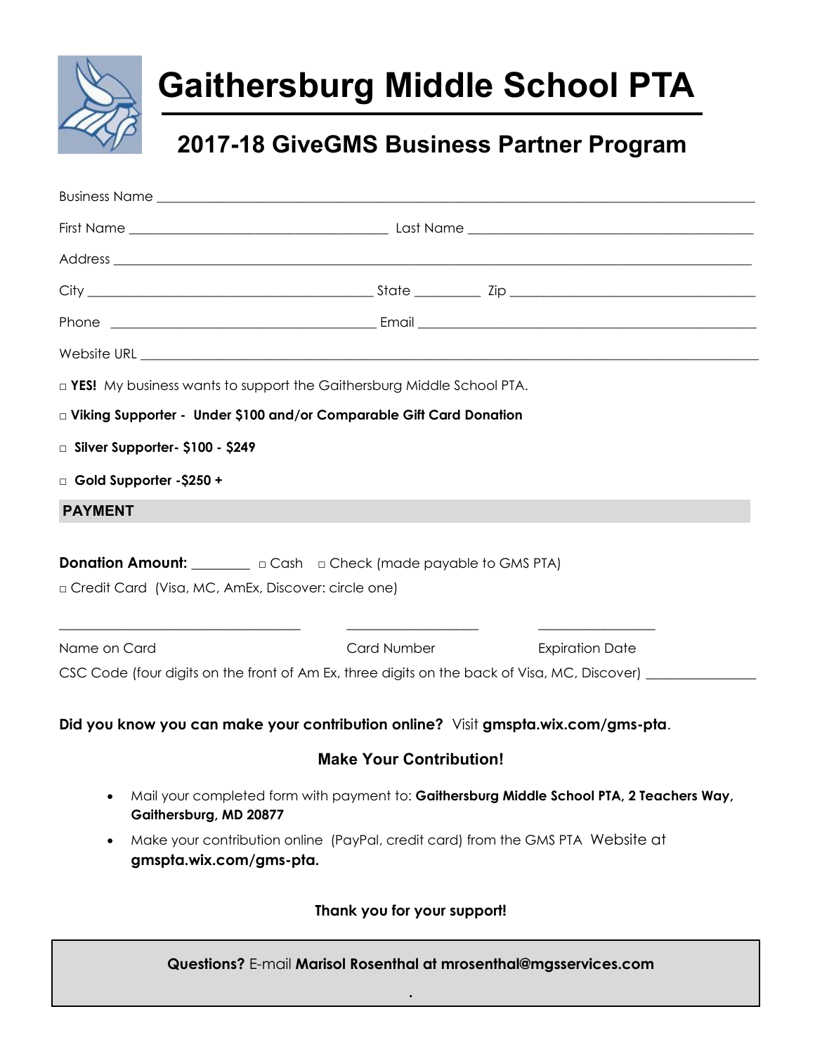# Gaithersburg Middle School PTA

## 2017-18 GiveGMS Business Partner Program

Business Name ______________________________________________

First Name ______________________ Last Name ______________________

Address ______________________________________________

City ______________________ State _________ Zip ______________________

Phone ______________________ Email ______________________

Website URL ______________________________________________

□ **YES!** My business wants to support the Gaithersburg Middle School PTA.

□ **Viking Supporter - Under $100 and/or Comparable Gift Card Donation**

□ **Silver Supporter- $100 - $249**

□ **Gold Supporter -$250 +**

**PAYMENT**

**Donation Amount:** ________ □ Cash □ Check (made payable to GMS PTA)

□ Credit Card (Visa, MC, AmEx, Discover: circle one)

______________________ ______________________ ______________________

Name on Card Card Number Expiration Date

CSC Code (four digits on the front of Am Ex, three digits on the back of Visa, MC, Discover) ______________

**Did you know you can make your contribution online?** Visit **gmspta.wix.com/gms-pta**.

**Make Your Contribution!**

- Mail your completed form with payment to: **Gaithersburg Middle School PTA, 2 Teachers Way, Gaithersburg, MD 20877**
- Make your contribution online (PayPal, credit card) from the GMS PTA Website at **gmspta.wix.com/gms-pta.**

**Thank you for your support!**

**Questions?** E-mail **Marisol Rosenthal at mrosenthal@mgsservices.com**